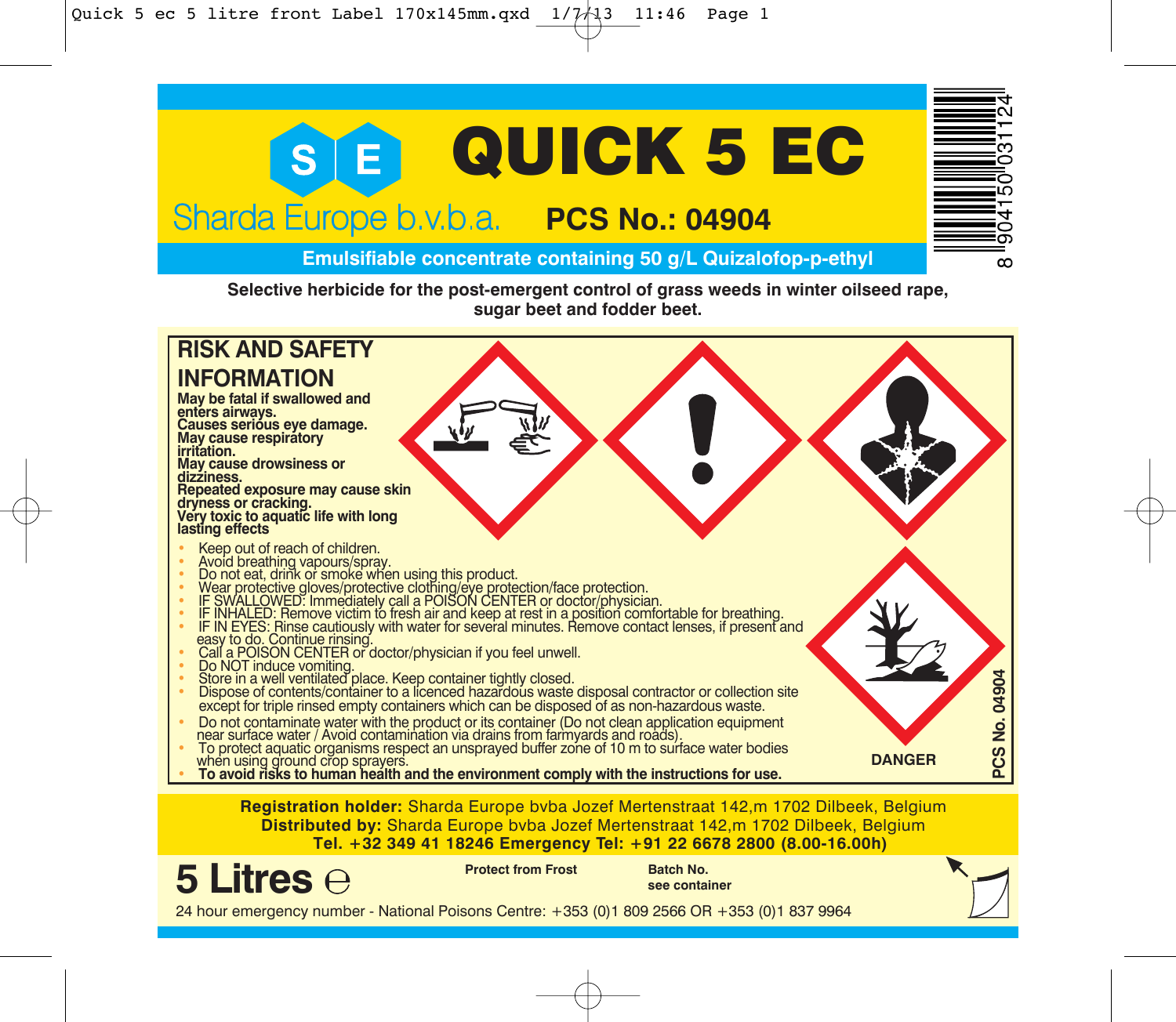# QUICK 5 EC

Sharda Europe b.v.b.a.

**PCS No.: 04904**

**Emulsifiable concentrate containing 50 g/L Quizalofop-p-ethyl**

**Selective herbicide for the post-emergent control of grass weeds in winter oilseed rape, sugar beet and fodder beet.**

## RISK AND SAFETY INFORMATION

**May be fatal if swallowed and enters airways.**
**Causes serious eye damage.**
**May cause respiratory irritation.**
**May cause drowsiness or dizziness.**
**Repeated exposure may cause skin dryness or cracking.**
**Very toxic to aquatic life with long lasting effects**

- Keep out of reach of children.
- Avoid breathing vapours/spray.
- Do not eat, drink or smoke when using this product.
- Wear protective gloves/protective clothing/eye protection/face protection.
- IF SWALLOWED: Immediately call a POISON CENTER or doctor/physician.
- IF INHALED: Remove victim to fresh air and keep at rest in a position comfortable for breathing.
- IF IN EYES: Rinse cautiously with water for several minutes. Remove contact lenses, if present and easy to do. Continue rinsing.
- Call a POISON CENTER or doctor/physician if you feel unwell.
- Do NOT induce vomiting.
- Store in a well ventilated place. Keep container tightly closed.
- Dispose of contents/container to a licenced hazardous waste disposal contractor or collection site except for triple rinsed empty containers which can be disposed of as non-hazardous waste.
- Do not contaminate water with the product or its container (Do not clean application equipment near surface water / Avoid contamination via drains from farmyards and roads).
- To protect aquatic organisms respect an unsprayed buffer zone of 10 m to surface water bodies when using ground crop sprayers.
- **To avoid risks to human health and the environment comply with the instructions for use.**

**DANGER**

**PCS No. 04904**

**Registration holder:** Sharda Europe bvba Jozef Mertenstraat 142,m 1702 Dilbeek, Belgium
**Distributed by:** Sharda Europe bvba Jozef Mertenstraat 142,m 1702 Dilbeek, Belgium
**Tel. +32 349 41 18246 Emergency Tel: +91 22 6678 2800 (8.00-16.00h)**

**5 Litres ℮**

**Protect from Frost**

**Batch No. see container**

24 hour emergency number - National Poisons Centre: +353 (0)1 809 2566 OR +353 (0)1 837 9964

8 904150 031124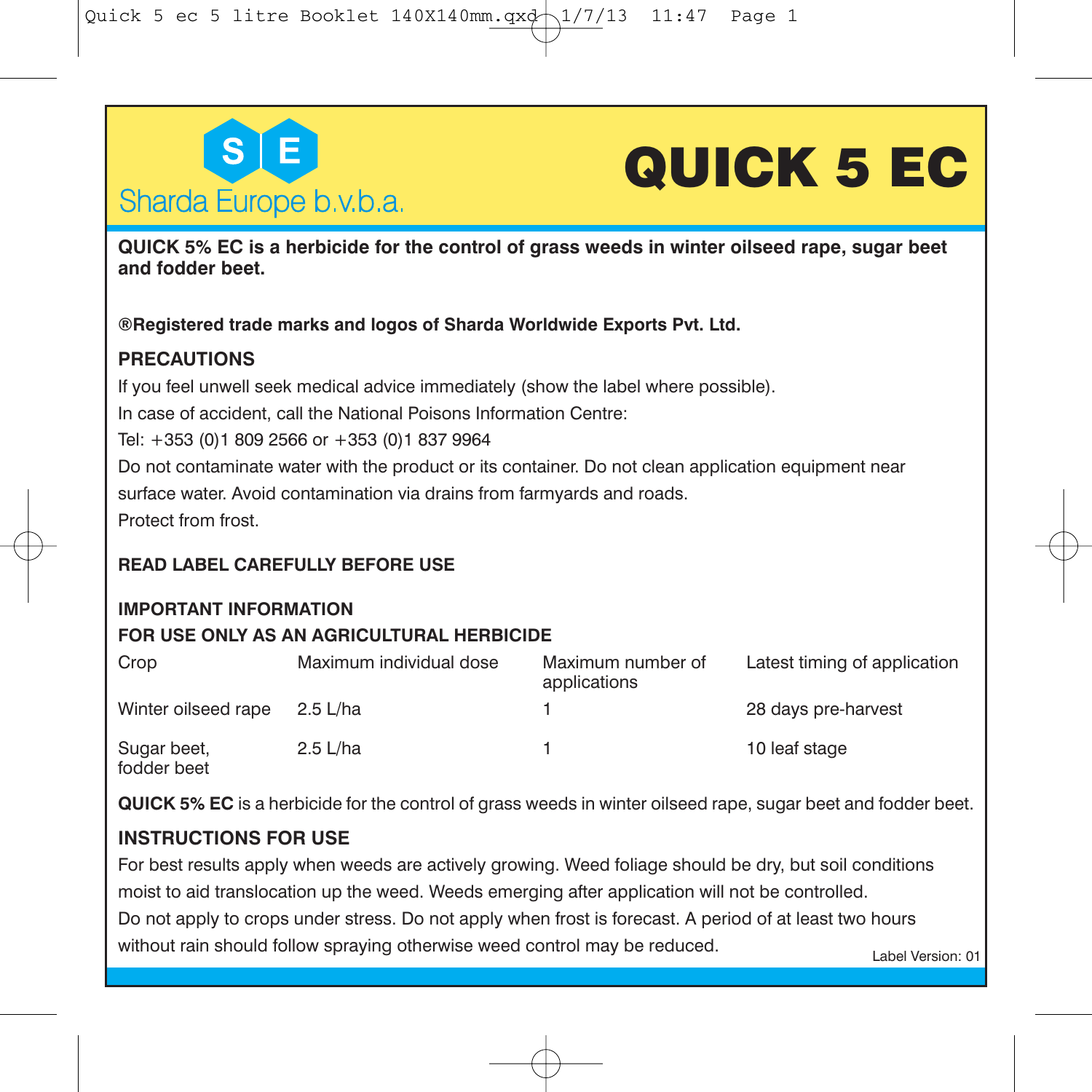Sharda Europe b.v.b.a.

# QUICK 5 EC

**QUICK 5% EC is a herbicide for the control of grass weeds in winter oilseed rape, sugar beet and fodder beet.**

**®Registered trade marks and logos of Sharda Worldwide Exports Pvt. Ltd.**

## PRECAUTIONS

If you feel unwell seek medical advice immediately (show the label where possible).

In case of accident, call the National Poisons Information Centre:

Tel: +353 (0)1 809 2566 or +353 (0)1 837 9964

Do not contaminate water with the product or its container. Do not clean application equipment near surface water. Avoid contamination via drains from farmyards and roads.

Protect from frost.

**READ LABEL CAREFULLY BEFORE USE**

**IMPORTANT INFORMATION**

**FOR USE ONLY AS AN AGRICULTURAL HERBICIDE**

| Crop | Maximum individual dose | Maximum number of applications | Latest timing of application |
|---|---|---|---|
| Winter oilseed rape | 2.5 L/ha | 1 | 28 days pre-harvest |
| Sugar beet, fodder beet | 2.5 L/ha | 1 | 10 leaf stage |

**QUICK 5% EC** is a herbicide for the control of grass weeds in winter oilseed rape, sugar beet and fodder beet.

## INSTRUCTIONS FOR USE

For best results apply when weeds are actively growing. Weed foliage should be dry, but soil conditions moist to aid translocation up the weed. Weeds emerging after application will not be controlled.

Do not apply to crops under stress. Do not apply when frost is forecast. A period of at least two hours without rain should follow spraying otherwise weed control may be reduced.

Label Version: 01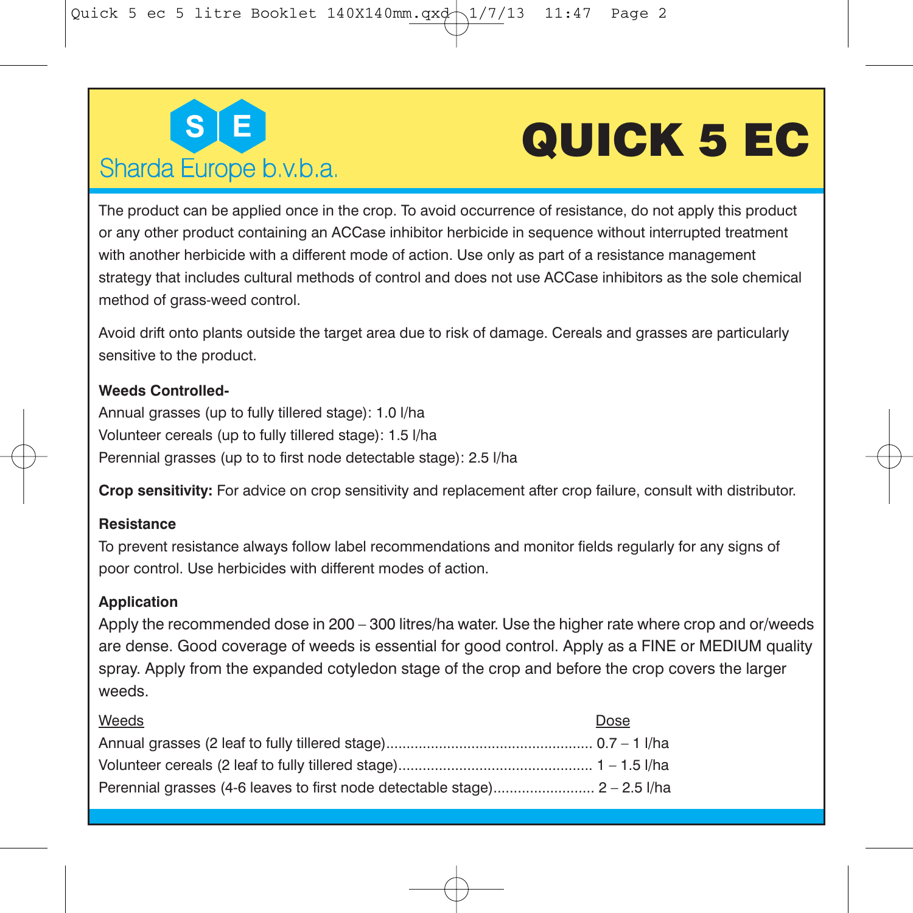Sharda Europe b.v.b.a.

# QUICK 5 EC

The product can be applied once in the crop. To avoid occurrence of resistance, do not apply this product or any other product containing an ACCase inhibitor herbicide in sequence without interrupted treatment with another herbicide with a different mode of action. Use only as part of a resistance management strategy that includes cultural methods of control and does not use ACCase inhibitors as the sole chemical method of grass-weed control.

Avoid drift onto plants outside the target area due to risk of damage. Cereals and grasses are particularly sensitive to the product.

**Weeds Controlled-**

Annual grasses (up to fully tillered stage): 1.0 l/ha
Volunteer cereals (up to fully tillered stage): 1.5 l/ha
Perennial grasses (up to to first node detectable stage): 2.5 l/ha

**Crop sensitivity:** For advice on crop sensitivity and replacement after crop failure, consult with distributor.

**Resistance**

To prevent resistance always follow label recommendations and monitor fields regularly for any signs of poor control. Use herbicides with different modes of action.

**Application**

Apply the recommended dose in 200 – 300 litres/ha water. Use the higher rate where crop and or/weeds are dense. Good coverage of weeds is essential for good control. Apply as a FINE or MEDIUM quality spray. Apply from the expanded cotyledon stage of the crop and before the crop covers the larger weeds.

| Weeds | Dose |
|---|---|
| Annual grasses (2 leaf to fully tillered stage) | 0.7 – 1 l/ha |
| Volunteer cereals (2 leaf to fully tillered stage) | 1 – 1.5 l/ha |
| Perennial grasses (4-6 leaves to first node detectable stage) | 2 – 2.5 l/ha |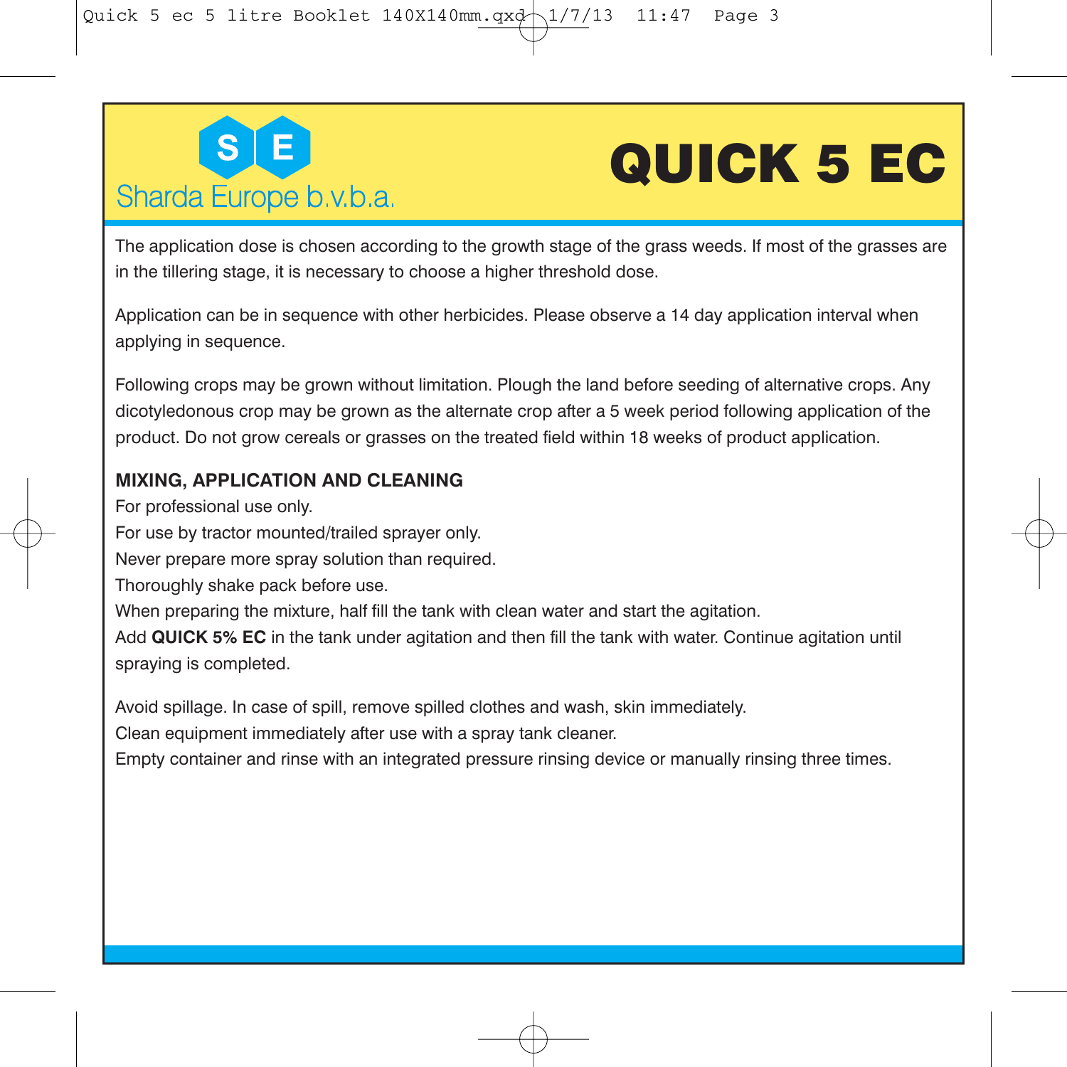Sharda Europe b.v.b.a.

# QUICK 5 EC

The application dose is chosen according to the growth stage of the grass weeds. If most of the grasses are in the tillering stage, it is necessary to choose a higher threshold dose.

Application can be in sequence with other herbicides. Please observe a 14 day application interval when applying in sequence.

Following crops may be grown without limitation. Plough the land before seeding of alternative crops. Any dicotyledonous crop may be grown as the alternate crop after a 5 week period following application of the product. Do not grow cereals or grasses on the treated field within 18 weeks of product application.

**MIXING, APPLICATION AND CLEANING**

For professional use only.
For use by tractor mounted/trailed sprayer only.
Never prepare more spray solution than required.
Thoroughly shake pack before use.
When preparing the mixture, half fill the tank with clean water and start the agitation.
Add **QUICK 5% EC** in the tank under agitation and then fill the tank with water. Continue agitation until spraying is completed.

Avoid spillage. In case of spill, remove spilled clothes and wash, skin immediately.
Clean equipment immediately after use with a spray tank cleaner.
Empty container and rinse with an integrated pressure rinsing device or manually rinsing three times.